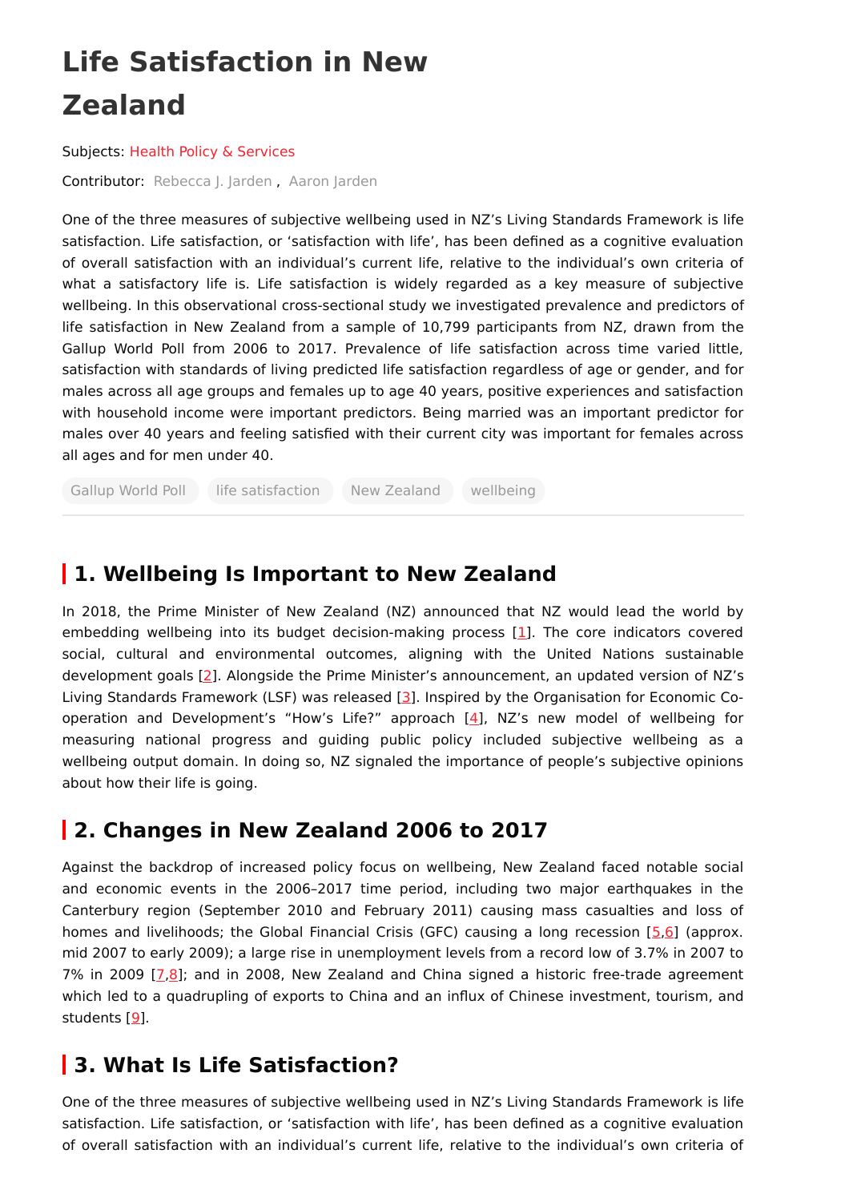# Life Satisfaction in New Zealand

Subjects: Health Policy & Services

Contributor: Rebecca J. Jarden , Aaron Jarden

One of the three measures of subjective wellbeing used in NZ's Living Standards Framework is life satisfaction. Life satisfaction, or 'satisfaction with life', has been defined as a cognitive evaluation of overall satisfaction with an individual's current life, relative to the individual's own criteria of what a satisfactory life is. Life satisfaction is widely regarded as a key measure of subjective wellbeing. In this observational cross-sectional study we investigated prevalence and predictors of life satisfaction in New Zealand from a sample of 10,799 participants from NZ, drawn from the Gallup World Poll from 2006 to 2017. Prevalence of life satisfaction across time varied little, satisfaction with standards of living predicted life satisfaction regardless of age or gender, and for males across all age groups and females up to age 40 years, positive experiences and satisfaction with household income were important predictors. Being married was an important predictor for males over 40 years and feeling satisfied with their current city was important for females across all ages and for men under 40.

Gallup World Poll | life satisfaction | New Zealand | wellbeing

## 1. Wellbeing Is Important to New Zealand

In 2018, the Prime Minister of New Zealand (NZ) announced that NZ would lead the world by embedding wellbeing into its budget decision-making process [1]. The core indicators covered social, cultural and environmental outcomes, aligning with the United Nations sustainable development goals [2]. Alongside the Prime Minister's announcement, an updated version of NZ's Living Standards Framework (LSF) was released [3]. Inspired by the Organisation for Economic Co-operation and Development's "How's Life?" approach [4], NZ's new model of wellbeing for measuring national progress and guiding public policy included subjective wellbeing as a wellbeing output domain. In doing so, NZ signaled the importance of people's subjective opinions about how their life is going.

## 2. Changes in New Zealand 2006 to 2017

Against the backdrop of increased policy focus on wellbeing, New Zealand faced notable social and economic events in the 2006–2017 time period, including two major earthquakes in the Canterbury region (September 2010 and February 2011) causing mass casualties and loss of homes and livelihoods; the Global Financial Crisis (GFC) causing a long recession [5,6] (approx. mid 2007 to early 2009); a large rise in unemployment levels from a record low of 3.7% in 2007 to 7% in 2009 [7,8]; and in 2008, New Zealand and China signed a historic free-trade agreement which led to a quadrupling of exports to China and an influx of Chinese investment, tourism, and students [9].

## 3. What Is Life Satisfaction?

One of the three measures of subjective wellbeing used in NZ's Living Standards Framework is life satisfaction. Life satisfaction, or 'satisfaction with life', has been defined as a cognitive evaluation of overall satisfaction with an individual's current life, relative to the individual's own criteria of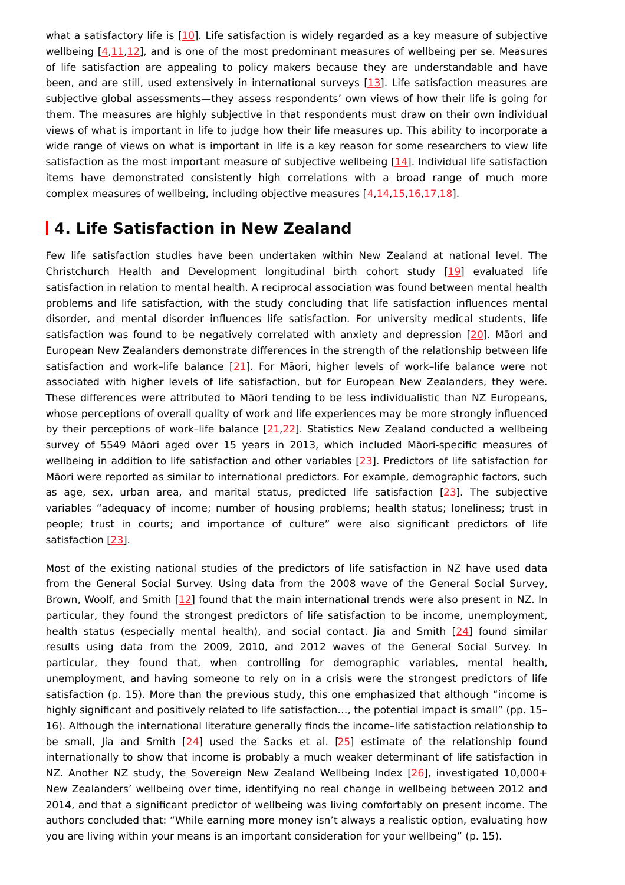what a satisfactory life is [10]. Life satisfaction is widely regarded as a key measure of subjective wellbeing [4,11,12], and is one of the most predominant measures of wellbeing per se. Measures of life satisfaction are appealing to policy makers because they are understandable and have been, and are still, used extensively in international surveys [13]. Life satisfaction measures are subjective global assessments—they assess respondents' own views of how their life is going for them. The measures are highly subjective in that respondents must draw on their own individual views of what is important in life to judge how their life measures up. This ability to incorporate a wide range of views on what is important in life is a key reason for some researchers to view life satisfaction as the most important measure of subjective wellbeing [14]. Individual life satisfaction items have demonstrated consistently high correlations with a broad range of much more complex measures of wellbeing, including objective measures [4,14,15,16,17,18].

## 4. Life Satisfaction in New Zealand

Few life satisfaction studies have been undertaken within New Zealand at national level. The Christchurch Health and Development longitudinal birth cohort study [19] evaluated life satisfaction in relation to mental health. A reciprocal association was found between mental health problems and life satisfaction, with the study concluding that life satisfaction influences mental disorder, and mental disorder influences life satisfaction. For university medical students, life satisfaction was found to be negatively correlated with anxiety and depression [20]. Māori and European New Zealanders demonstrate differences in the strength of the relationship between life satisfaction and work–life balance [21]. For Māori, higher levels of work–life balance were not associated with higher levels of life satisfaction, but for European New Zealanders, they were. These differences were attributed to Māori tending to be less individualistic than NZ Europeans, whose perceptions of overall quality of work and life experiences may be more strongly influenced by their perceptions of work–life balance [21,22]. Statistics New Zealand conducted a wellbeing survey of 5549 Māori aged over 15 years in 2013, which included Māori-specific measures of wellbeing in addition to life satisfaction and other variables [23]. Predictors of life satisfaction for Māori were reported as similar to international predictors. For example, demographic factors, such as age, sex, urban area, and marital status, predicted life satisfaction [23]. The subjective variables "adequacy of income; number of housing problems; health status; loneliness; trust in people; trust in courts; and importance of culture" were also significant predictors of life satisfaction [23].

Most of the existing national studies of the predictors of life satisfaction in NZ have used data from the General Social Survey. Using data from the 2008 wave of the General Social Survey, Brown, Woolf, and Smith [12] found that the main international trends were also present in NZ. In particular, they found the strongest predictors of life satisfaction to be income, unemployment, health status (especially mental health), and social contact. Jia and Smith [24] found similar results using data from the 2009, 2010, and 2012 waves of the General Social Survey. In particular, they found that, when controlling for demographic variables, mental health, unemployment, and having someone to rely on in a crisis were the strongest predictors of life satisfaction (p. 15). More than the previous study, this one emphasized that although "income is highly significant and positively related to life satisfaction..., the potential impact is small" (pp. 15–16). Although the international literature generally finds the income–life satisfaction relationship to be small, Jia and Smith [24] used the Sacks et al. [25] estimate of the relationship found internationally to show that income is probably a much weaker determinant of life satisfaction in NZ. Another NZ study, the Sovereign New Zealand Wellbeing Index [26], investigated 10,000+ New Zealanders' wellbeing over time, identifying no real change in wellbeing between 2012 and 2014, and that a significant predictor of wellbeing was living comfortably on present income. The authors concluded that: "While earning more money isn't always a realistic option, evaluating how you are living within your means is an important consideration for your wellbeing" (p. 15).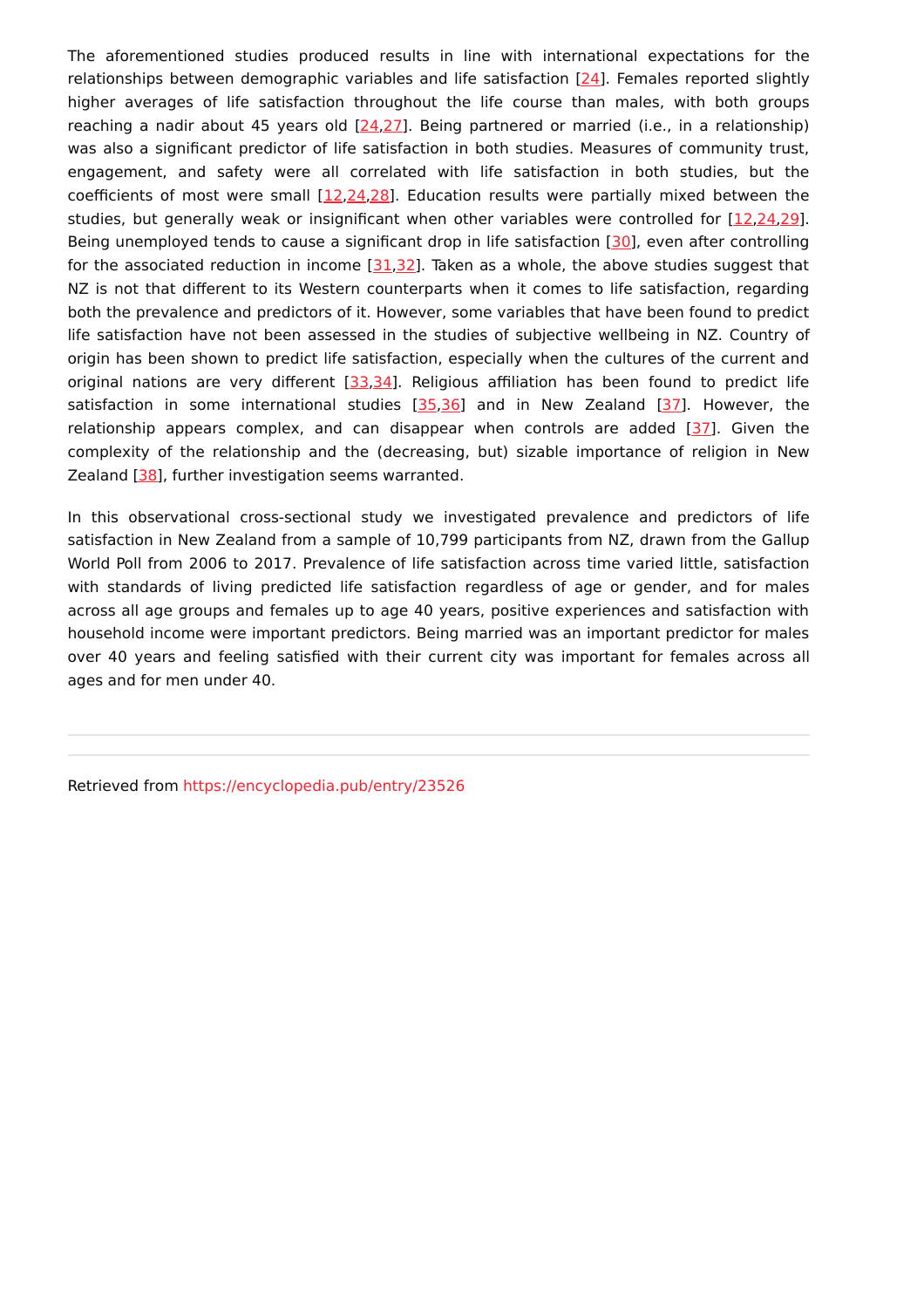The aforementioned studies produced results in line with international expectations for the relationships between demographic variables and life satisfaction [24]. Females reported slightly higher averages of life satisfaction throughout the life course than males, with both groups reaching a nadir about 45 years old [24,27]. Being partnered or married (i.e., in a relationship) was also a significant predictor of life satisfaction in both studies. Measures of community trust, engagement, and safety were all correlated with life satisfaction in both studies, but the coefficients of most were small [12,24,28]. Education results were partially mixed between the studies, but generally weak or insignificant when other variables were controlled for [12,24,29]. Being unemployed tends to cause a significant drop in life satisfaction [30], even after controlling for the associated reduction in income [31,32]. Taken as a whole, the above studies suggest that NZ is not that different to its Western counterparts when it comes to life satisfaction, regarding both the prevalence and predictors of it. However, some variables that have been found to predict life satisfaction have not been assessed in the studies of subjective wellbeing in NZ. Country of origin has been shown to predict life satisfaction, especially when the cultures of the current and original nations are very different [33,34]. Religious affiliation has been found to predict life satisfaction in some international studies [35,36] and in New Zealand [37]. However, the relationship appears complex, and can disappear when controls are added [37]. Given the complexity of the relationship and the (decreasing, but) sizable importance of religion in New Zealand [38], further investigation seems warranted.

In this observational cross-sectional study we investigated prevalence and predictors of life satisfaction in New Zealand from a sample of 10,799 participants from NZ, drawn from the Gallup World Poll from 2006 to 2017. Prevalence of life satisfaction across time varied little, satisfaction with standards of living predicted life satisfaction regardless of age or gender, and for males across all age groups and females up to age 40 years, positive experiences and satisfaction with household income were important predictors. Being married was an important predictor for males over 40 years and feeling satisfied with their current city was important for females across all ages and for men under 40.

---

Retrieved from https://encyclopedia.pub/entry/23526